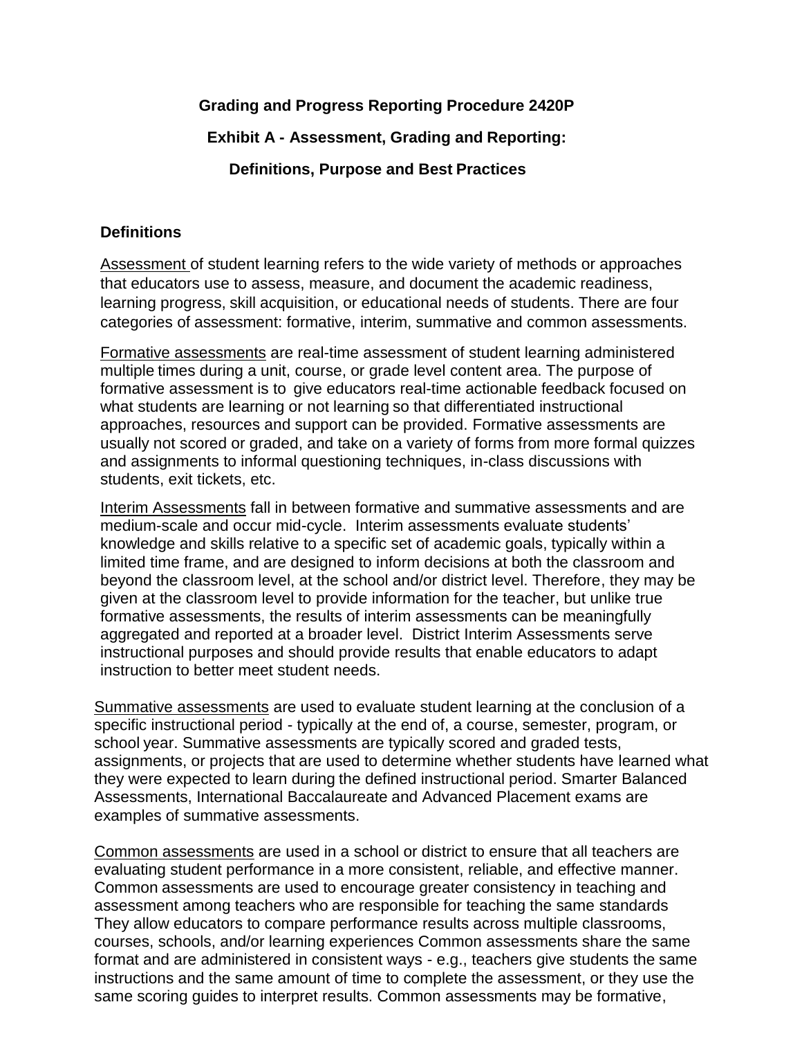**Grading and Progress Reporting Procedure 2420P**

**Exhibit A - Assessment, Grading and Reporting:**

**Definitions, Purpose and Best Practices**

## Definitions

Assessment of student learning refers to the wide variety of methods or approaches that educators use to assess, measure, and document the academic readiness, learning progress, skill acquisition, or educational needs of students. There are four categories of assessment: formative, interim, summative and common assessments.

Formative assessments are real-time assessment of student learning administered multiple times during a unit, course, or grade level content area. The purpose of formative assessment is to give educators real-time actionable feedback focused on what students are learning or not learning so that differentiated instructional approaches, resources and support can be provided. Formative assessments are usually not scored or graded, and take on a variety of forms from more formal quizzes and assignments to informal questioning techniques, in-class discussions with students, exit tickets, etc.

Interim Assessments fall in between formative and summative assessments and are medium-scale and occur mid-cycle. Interim assessments evaluate students' knowledge and skills relative to a specific set of academic goals, typically within a limited time frame, and are designed to inform decisions at both the classroom and beyond the classroom level, at the school and/or district level. Therefore, they may be given at the classroom level to provide information for the teacher, but unlike true formative assessments, the results of interim assessments can be meaningfully aggregated and reported at a broader level. District Interim Assessments serve instructional purposes and should provide results that enable educators to adapt instruction to better meet student needs.

Summative assessments are used to evaluate student learning at the conclusion of a specific instructional period - typically at the end of, a course, semester, program, or school year. Summative assessments are typically scored and graded tests, assignments, or projects that are used to determine whether students have learned what they were expected to learn during the defined instructional period. Smarter Balanced Assessments, International Baccalaureate and Advanced Placement exams are examples of summative assessments.

Common assessments are used in a school or district to ensure that all teachers are evaluating student performance in a more consistent, reliable, and effective manner. Common assessments are used to encourage greater consistency in teaching and assessment among teachers who are responsible for teaching the same standards They allow educators to compare performance results across multiple classrooms, courses, schools, and/or learning experiences Common assessments share the same format and are administered in consistent ways - e.g., teachers give students the same instructions and the same amount of time to complete the assessment, or they use the same scoring guides to interpret results. Common assessments may be formative,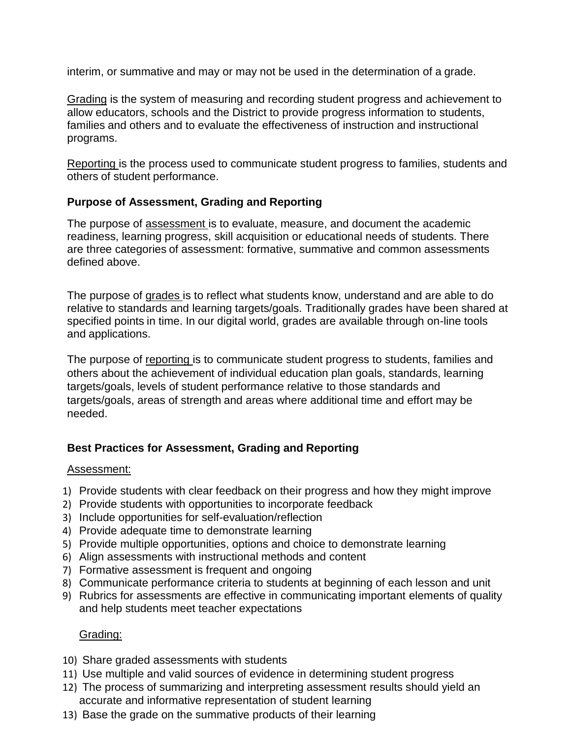interim, or summative and may or may not be used in the determination of a grade.

Grading is the system of measuring and recording student progress and achievement to allow educators, schools and the District to provide progress information to students, families and others and to evaluate the effectiveness of instruction and instructional programs.

Reporting is the process used to communicate student progress to families, students and others of student performance.

**Purpose of Assessment, Grading and Reporting**

The purpose of assessment is to evaluate, measure, and document the academic readiness, learning progress, skill acquisition or educational needs of students. There are three categories of assessment: formative, summative and common assessments defined above.

The purpose of grades is to reflect what students know, understand and are able to do relative to standards and learning targets/goals. Traditionally grades have been shared at specified points in time. In our digital world, grades are available through on-line tools and applications.

The purpose of reporting is to communicate student progress to students, families and others about the achievement of individual education plan goals, standards, learning targets/goals, levels of student performance relative to those standards and targets/goals, areas of strength and areas where additional time and effort may be needed.

**Best Practices for Assessment, Grading and Reporting**

Assessment:

1) Provide students with clear feedback on their progress and how they might improve
2) Provide students with opportunities to incorporate feedback
3) Include opportunities for self-evaluation/reflection
4) Provide adequate time to demonstrate learning
5) Provide multiple opportunities, options and choice to demonstrate learning
6) Align assessments with instructional methods and content
7) Formative assessment is frequent and ongoing
8) Communicate performance criteria to students at beginning of each lesson and unit
9) Rubrics for assessments are effective in communicating important elements of quality and help students meet teacher expectations

Grading:

10) Share graded assessments with students
11) Use multiple and valid sources of evidence in determining student progress
12) The process of summarizing and interpreting assessment results should yield an accurate and informative representation of student learning
13) Base the grade on the summative products of their learning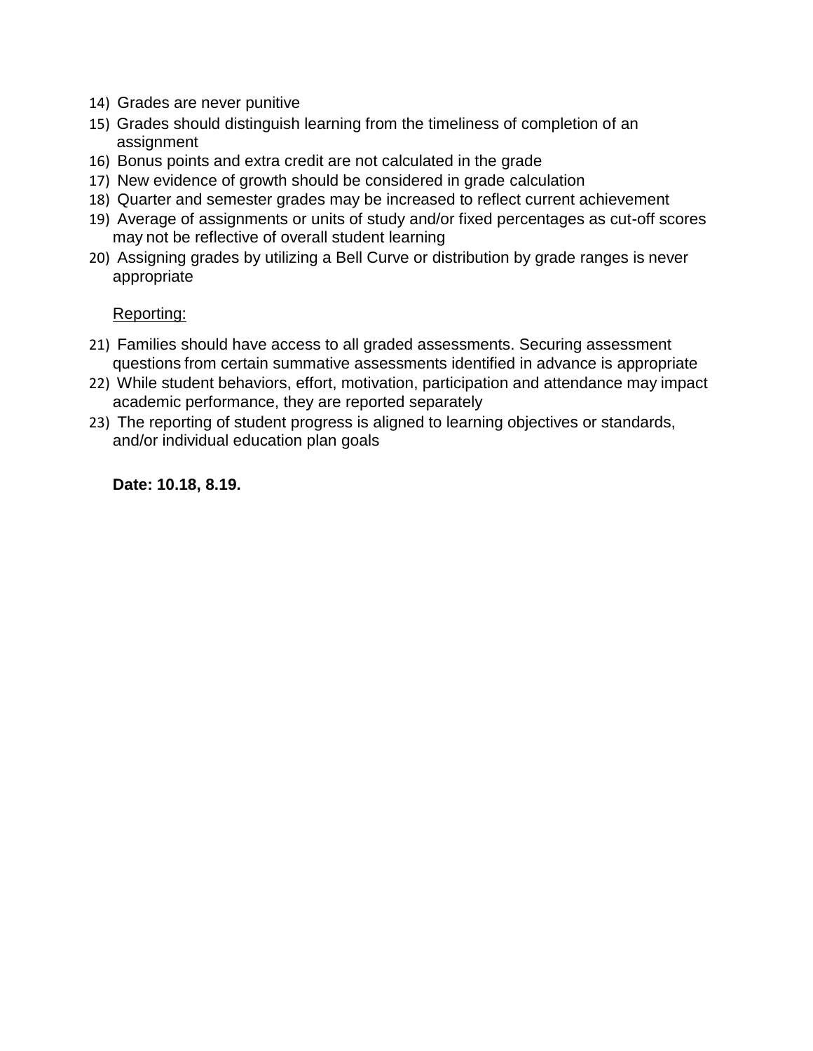14) Grades are never punitive
15) Grades should distinguish learning from the timeliness of completion of an assignment
16) Bonus points and extra credit are not calculated in the grade
17) New evidence of growth should be considered in grade calculation
18) Quarter and semester grades may be increased to reflect current achievement
19) Average of assignments or units of study and/or fixed percentages as cut-off scores may not be reflective of overall student learning
20) Assigning grades by utilizing a Bell Curve or distribution by grade ranges is never appropriate

<u>Reporting:</u>

21) Families should have access to all graded assessments. Securing assessment questions from certain summative assessments identified in advance is appropriate
22) While student behaviors, effort, motivation, participation and attendance may impact academic performance, they are reported separately
23) The reporting of student progress is aligned to learning objectives or standards, and/or individual education plan goals

**Date: 10.18, 8.19.**